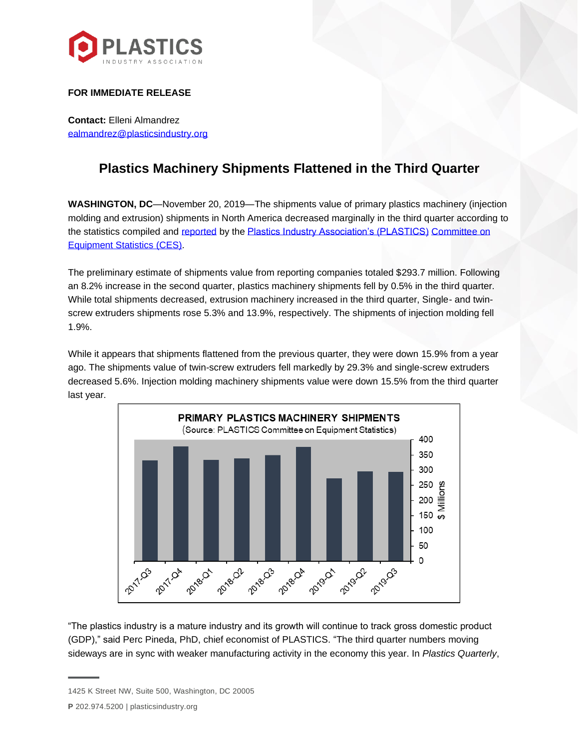**PLASTICS**
INDUSTRY ASSOCIATION

**FOR IMMEDIATE RELEASE**

**Contact:** Elleni Almandrez
ealmandrez@plasticsindustry.org

# Plastics Machinery Shipments Flattened in the Third Quarter

**WASHINGTON, DC**—November 20, 2019—The shipments value of primary plastics machinery (injection molding and extrusion) shipments in North America decreased marginally in the third quarter according to the statistics compiled and reported by the Plastics Industry Association's (PLASTICS) Committee on Equipment Statistics (CES).

The preliminary estimate of shipments value from reporting companies totaled $293.7 million. Following an 8.2% increase in the second quarter, plastics machinery shipments fell by 0.5% in the third quarter. While total shipments decreased, extrusion machinery increased in the third quarter, Single- and twin-screw extruders shipments rose 5.3% and 13.9%, respectively. The shipments of injection molding fell 1.9%.

While it appears that shipments flattened from the previous quarter, they were down 15.9% from a year ago. The shipments value of twin-screw extruders fell markedly by 29.3% and single-screw extruders decreased 5.6%. Injection molding machinery shipments value were down 15.5% from the third quarter last year.

**PRIMARY PLASTICS MACHINERY SHIPMENTS**
(Source: PLASTICS Committee on Equipment Statistics)

| Quarter | $ Millions (approx.) |
| --- | --- |
| 2017-Q3 | 333 |
| 2017-Q4 | 380 |
| 2018-Q1 | 334 |
| 2018-Q2 | 340 |
| 2018-Q3 | 350 |
| 2018-Q4 | 378 |
| 2019-Q1 | 272 |
| 2019-Q2 | 295 |
| 2019-Q3 | 294 |

"The plastics industry is a mature industry and its growth will continue to track gross domestic product (GDP)," said Perc Pineda, PhD, chief economist of PLASTICS. "The third quarter numbers moving sideways are in sync with weaker manufacturing activity in the economy this year. In *Plastics Quarterly*,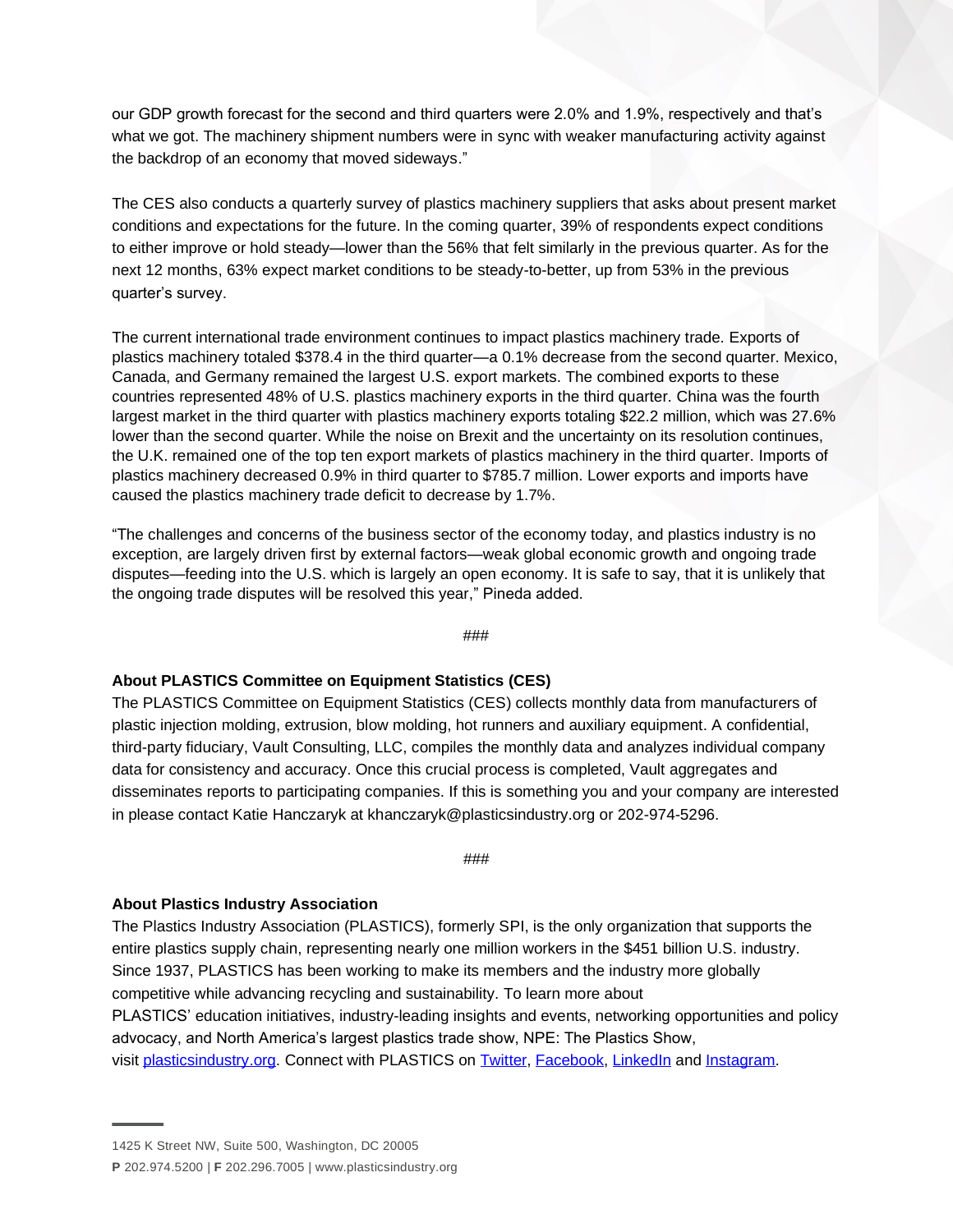our GDP growth forecast for the second and third quarters were 2.0% and 1.9%, respectively and that's what we got. The machinery shipment numbers were in sync with weaker manufacturing activity against the backdrop of an economy that moved sideways."

The CES also conducts a quarterly survey of plastics machinery suppliers that asks about present market conditions and expectations for the future. In the coming quarter, 39% of respondents expect conditions to either improve or hold steady—lower than the 56% that felt similarly in the previous quarter. As for the next 12 months, 63% expect market conditions to be steady-to-better, up from 53% in the previous quarter's survey.

The current international trade environment continues to impact plastics machinery trade. Exports of plastics machinery totaled $378.4 in the third quarter—a 0.1% decrease from the second quarter. Mexico, Canada, and Germany remained the largest U.S. export markets. The combined exports to these countries represented 48% of U.S. plastics machinery exports in the third quarter. China was the fourth largest market in the third quarter with plastics machinery exports totaling $22.2 million, which was 27.6% lower than the second quarter. While the noise on Brexit and the uncertainty on its resolution continues, the U.K. remained one of the top ten export markets of plastics machinery in the third quarter. Imports of plastics machinery decreased 0.9% in third quarter to $785.7 million. Lower exports and imports have caused the plastics machinery trade deficit to decrease by 1.7%.

"The challenges and concerns of the business sector of the economy today, and plastics industry is no exception, are largely driven first by external factors—weak global economic growth and ongoing trade disputes—feeding into the U.S. which is largely an open economy. It is safe to say, that it is unlikely that the ongoing trade disputes will be resolved this year," Pineda added.

###

**About PLASTICS Committee on Equipment Statistics (CES)**

The PLASTICS Committee on Equipment Statistics (CES) collects monthly data from manufacturers of plastic injection molding, extrusion, blow molding, hot runners and auxiliary equipment. A confidential, third-party fiduciary, Vault Consulting, LLC, compiles the monthly data and analyzes individual company data for consistency and accuracy. Once this crucial process is completed, Vault aggregates and disseminates reports to participating companies. If this is something you and your company are interested in please contact Katie Hanczaryk at khanczaryk@plasticsindustry.org or 202-974-5296.

###

**About Plastics Industry Association**

The Plastics Industry Association (PLASTICS), formerly SPI, is the only organization that supports the entire plastics supply chain, representing nearly one million workers in the $451 billion U.S. industry. Since 1937, PLASTICS has been working to make its members and the industry more globally competitive while advancing recycling and sustainability. To learn more about PLASTICS' education initiatives, industry-leading insights and events, networking opportunities and policy advocacy, and North America's largest plastics trade show, NPE: The Plastics Show, visit plasticsindustry.org. Connect with PLASTICS on Twitter, Facebook, LinkedIn and Instagram.

1425 K Street NW, Suite 500, Washington, DC 20005

**P** 202.974.5200 | **F** 202.296.7005 | www.plasticsindustry.org